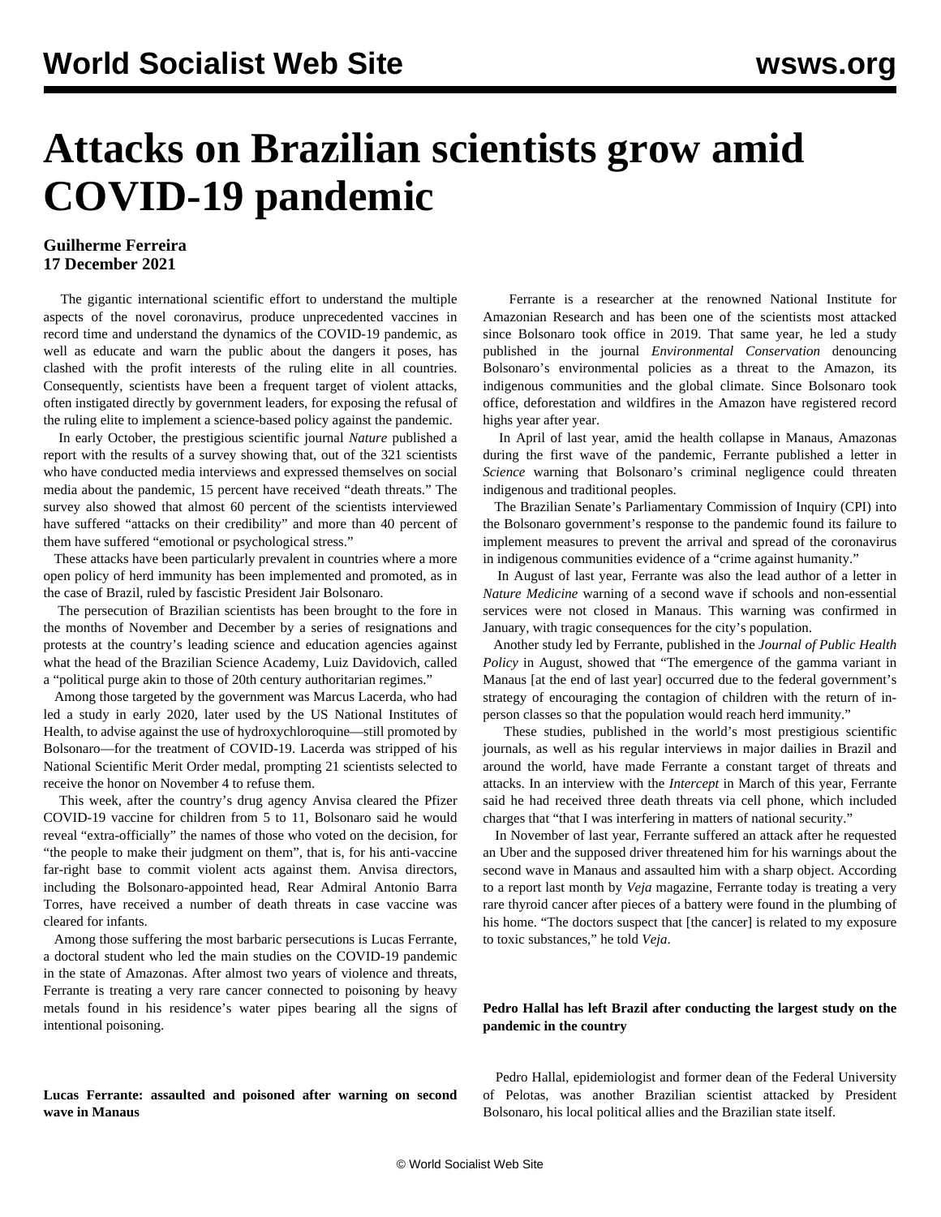# Attacks on Brazilian scientists grow amid COVID-19 pandemic

**Guilherme Ferreira**
**17 December 2021**

The gigantic international scientific effort to understand the multiple aspects of the novel coronavirus, produce unprecedented vaccines in record time and understand the dynamics of the COVID-19 pandemic, as well as educate and warn the public about the dangers it poses, has clashed with the profit interests of the ruling elite in all countries. Consequently, scientists have been a frequent target of violent attacks, often instigated directly by government leaders, for exposing the refusal of the ruling elite to implement a science-based policy against the pandemic.

In early October, the prestigious scientific journal *Nature* published a report with the results of a survey showing that, out of the 321 scientists who have conducted media interviews and expressed themselves on social media about the pandemic, 15 percent have received "death threats." The survey also showed that almost 60 percent of the scientists interviewed have suffered "attacks on their credibility" and more than 40 percent of them have suffered "emotional or psychological stress."

These attacks have been particularly prevalent in countries where a more open policy of herd immunity has been implemented and promoted, as in the case of Brazil, ruled by fascistic President Jair Bolsonaro.

The persecution of Brazilian scientists has been brought to the fore in the months of November and December by a series of resignations and protests at the country's leading science and education agencies against what the head of the Brazilian Science Academy, Luiz Davidovich, called a "political purge akin to those of 20th century authoritarian regimes."

Among those targeted by the government was Marcus Lacerda, who had led a study in early 2020, later used by the US National Institutes of Health, to advise against the use of hydroxychloroquine—still promoted by Bolsonaro—for the treatment of COVID-19. Lacerda was stripped of his National Scientific Merit Order medal, prompting 21 scientists selected to receive the honor on November 4 to refuse them.

This week, after the country's drug agency Anvisa cleared the Pfizer COVID-19 vaccine for children from 5 to 11, Bolsonaro said he would reveal "extra-officially" the names of those who voted on the decision, for "the people to make their judgment on them", that is, for his anti-vaccine far-right base to commit violent acts against them. Anvisa directors, including the Bolsonaro-appointed head, Rear Admiral Antonio Barra Torres, have received a number of death threats in case vaccine was cleared for infants.

Among those suffering the most barbaric persecutions is Lucas Ferrante, a doctoral student who led the main studies on the COVID-19 pandemic in the state of Amazonas. After almost two years of violence and threats, Ferrante is treating a very rare cancer connected to poisoning by heavy metals found in his residence's water pipes bearing all the signs of intentional poisoning.

**Lucas Ferrante: assaulted and poisoned after warning on second wave in Manaus**

Ferrante is a researcher at the renowned National Institute for Amazonian Research and has been one of the scientists most attacked since Bolsonaro took office in 2019. That same year, he led a study published in the journal *Environmental Conservation* denouncing Bolsonaro's environmental policies as a threat to the Amazon, its indigenous communities and the global climate. Since Bolsonaro took office, deforestation and wildfires in the Amazon have registered record highs year after year.

In April of last year, amid the health collapse in Manaus, Amazonas during the first wave of the pandemic, Ferrante published a letter in *Science* warning that Bolsonaro's criminal negligence could threaten indigenous and traditional peoples.

The Brazilian Senate's Parliamentary Commission of Inquiry (CPI) into the Bolsonaro government's response to the pandemic found its failure to implement measures to prevent the arrival and spread of the coronavirus in indigenous communities evidence of a "crime against humanity."

In August of last year, Ferrante was also the lead author of a letter in *Nature Medicine* warning of a second wave if schools and non-essential services were not closed in Manaus. This warning was confirmed in January, with tragic consequences for the city's population.

Another study led by Ferrante, published in the *Journal of Public Health Policy* in August, showed that "The emergence of the gamma variant in Manaus [at the end of last year] occurred due to the federal government's strategy of encouraging the contagion of children with the return of in-person classes so that the population would reach herd immunity."

These studies, published in the world's most prestigious scientific journals, as well as his regular interviews in major dailies in Brazil and around the world, have made Ferrante a constant target of threats and attacks. In an interview with the *Intercept* in March of this year, Ferrante said he had received three death threats via cell phone, which included charges that "that I was interfering in matters of national security."

In November of last year, Ferrante suffered an attack after he requested an Uber and the supposed driver threatened him for his warnings about the second wave in Manaus and assaulted him with a sharp object. According to a report last month by *Veja* magazine, Ferrante today is treating a very rare thyroid cancer after pieces of a battery were found in the plumbing of his home. "The doctors suspect that [the cancer] is related to my exposure to toxic substances," he told *Veja*.

**Pedro Hallal has left Brazil after conducting the largest study on the pandemic in the country**

Pedro Hallal, epidemiologist and former dean of the Federal University of Pelotas, was another Brazilian scientist attacked by President Bolsonaro, his local political allies and the Brazilian state itself.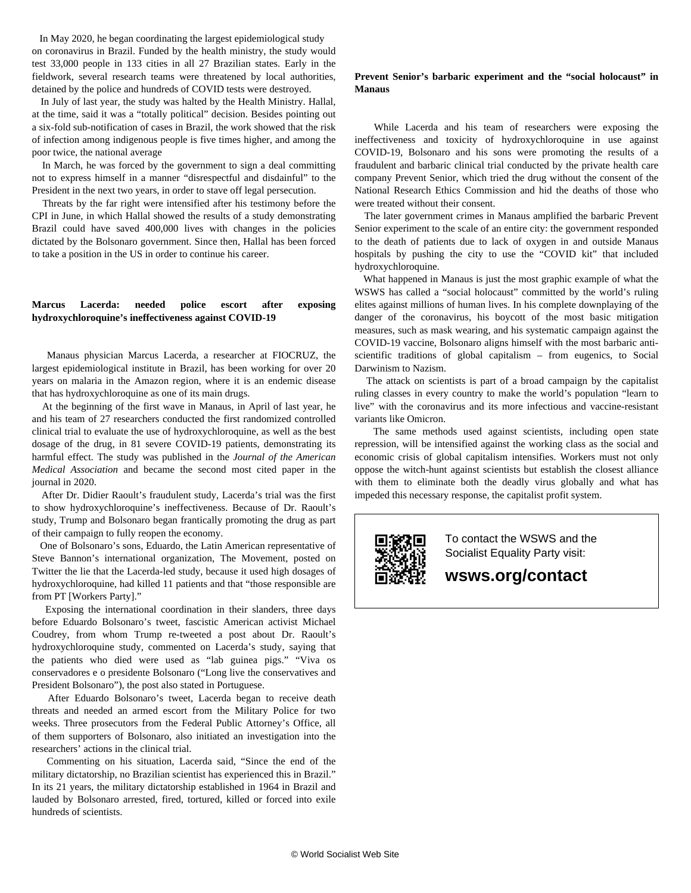In May 2020, he began coordinating the largest epidemiological study on coronavirus in Brazil. Funded by the health ministry, the study would test 33,000 people in 133 cities in all 27 Brazilian states. Early in the fieldwork, several research teams were threatened by local authorities, detained by the police and hundreds of COVID tests were destroyed.

In July of last year, the study was halted by the Health Ministry. Hallal, at the time, said it was a "totally political" decision. Besides pointing out a six-fold sub-notification of cases in Brazil, the work showed that the risk of infection among indigenous people is five times higher, and among the poor twice, the national average

In March, he was forced by the government to sign a deal committing not to express himself in a manner "disrespectful and disdainful" to the President in the next two years, in order to stave off legal persecution.

Threats by the far right were intensified after his testimony before the CPI in June, in which Hallal showed the results of a study demonstrating Brazil could have saved 400,000 lives with changes in the policies dictated by the Bolsonaro government. Since then, Hallal has been forced to take a position in the US in order to continue his career.

**Marcus Lacerda: needed police escort after exposing hydroxychloroquine's ineffectiveness against COVID-19**

Manaus physician Marcus Lacerda, a researcher at FIOCRUZ, the largest epidemiological institute in Brazil, has been working for over 20 years on malaria in the Amazon region, where it is an endemic disease that has hydroxychloroquine as one of its main drugs.

At the beginning of the first wave in Manaus, in April of last year, he and his team of 27 researchers conducted the first randomized controlled clinical trial to evaluate the use of hydroxychloroquine, as well as the best dosage of the drug, in 81 severe COVID-19 patients, demonstrating its harmful effect. The study was published in the *Journal of the American Medical Association* and became the second most cited paper in the journal in 2020.

After Dr. Didier Raoult's fraudulent study, Lacerda's trial was the first to show hydroxychloroquine's ineffectiveness. Because of Dr. Raoult's study, Trump and Bolsonaro began frantically promoting the drug as part of their campaign to fully reopen the economy.

One of Bolsonaro's sons, Eduardo, the Latin American representative of Steve Bannon's international organization, The Movement, posted on Twitter the lie that the Lacerda-led study, because it used high dosages of hydroxychloroquine, had killed 11 patients and that "those responsible are from PT [Workers Party]."

Exposing the international coordination in their slanders, three days before Eduardo Bolsonaro's tweet, fascistic American activist Michael Coudrey, from whom Trump re-tweeted a post about Dr. Raoult's hydroxychloroquine study, commented on Lacerda's study, saying that the patients who died were used as "lab guinea pigs." "Viva os conservadores e o presidente Bolsonaro ("Long live the conservatives and President Bolsonaro"), the post also stated in Portuguese.

After Eduardo Bolsonaro's tweet, Lacerda began to receive death threats and needed an armed escort from the Military Police for two weeks. Three prosecutors from the Federal Public Attorney's Office, all of them supporters of Bolsonaro, also initiated an investigation into the researchers' actions in the clinical trial.

Commenting on his situation, Lacerda said, "Since the end of the military dictatorship, no Brazilian scientist has experienced this in Brazil." In its 21 years, the military dictatorship established in 1964 in Brazil and lauded by Bolsonaro arrested, fired, tortured, killed or forced into exile hundreds of scientists.

**Prevent Senior's barbaric experiment and the "social holocaust" in Manaus**

While Lacerda and his team of researchers were exposing the ineffectiveness and toxicity of hydroxychloroquine in use against COVID-19, Bolsonaro and his sons were promoting the results of a fraudulent and barbaric clinical trial conducted by the private health care company Prevent Senior, which tried the drug without the consent of the National Research Ethics Commission and hid the deaths of those who were treated without their consent.

The later government crimes in Manaus amplified the barbaric Prevent Senior experiment to the scale of an entire city: the government responded to the death of patients due to lack of oxygen in and outside Manaus hospitals by pushing the city to use the "COVID kit" that included hydroxychloroquine.

What happened in Manaus is just the most graphic example of what the WSWS has called a "social holocaust" committed by the world's ruling elites against millions of human lives. In his complete downplaying of the danger of the coronavirus, his boycott of the most basic mitigation measures, such as mask wearing, and his systematic campaign against the COVID-19 vaccine, Bolsonaro aligns himself with the most barbaric anti-scientific traditions of global capitalism – from eugenics, to Social Darwinism to Nazism.

The attack on scientists is part of a broad campaign by the capitalist ruling classes in every country to make the world's population "learn to live" with the coronavirus and its more infectious and vaccine-resistant variants like Omicron.

The same methods used against scientists, including open state repression, will be intensified against the working class as the social and economic crisis of global capitalism intensifies. Workers must not only oppose the witch-hunt against scientists but establish the closest alliance with them to eliminate both the deadly virus globally and what has impeded this necessary response, the capitalist profit system.

To contact the WSWS and the Socialist Equality Party visit:

**wsws.org/contact**